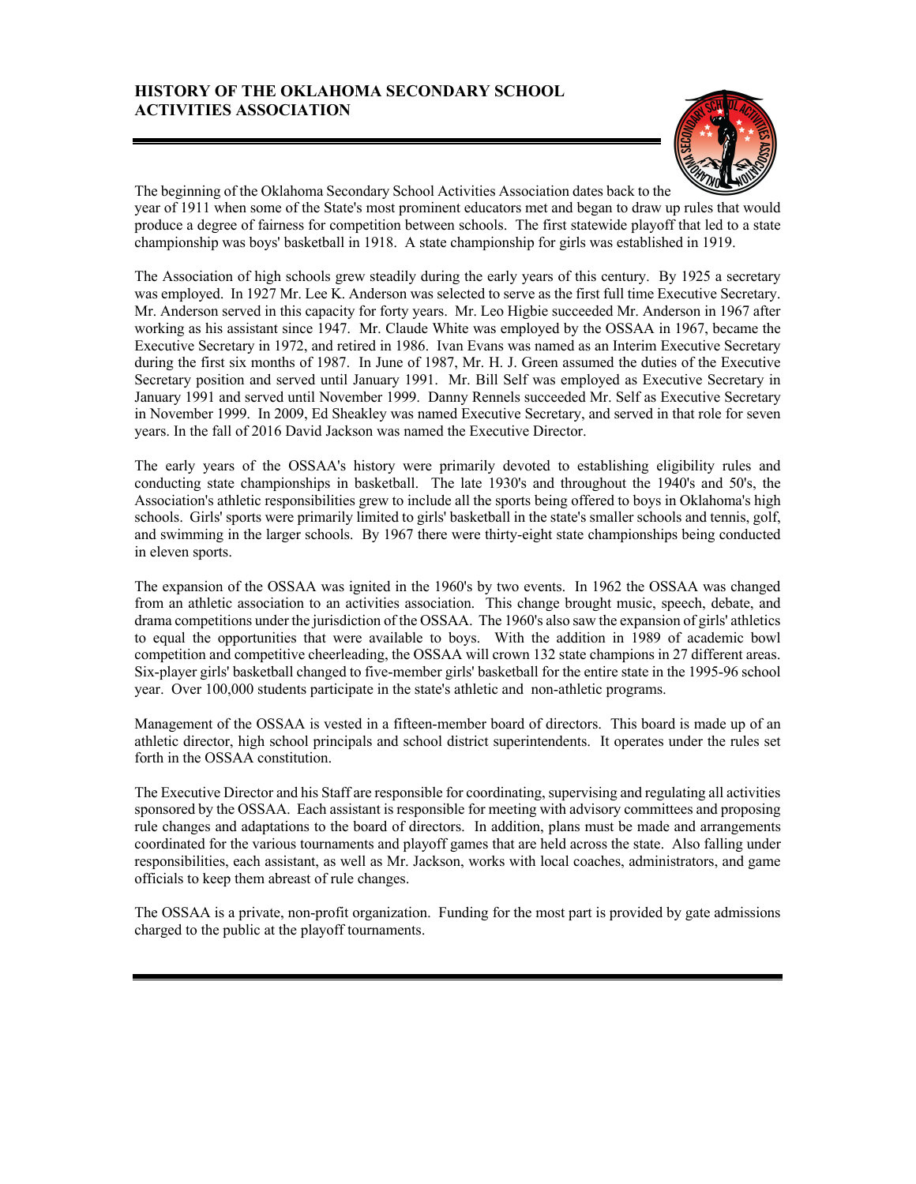# HISTORY OF THE OKLAHOMA SECONDARY SCHOOL ACTIVITIES ASSOCIATION

The beginning of the Oklahoma Secondary School Activities Association dates back to the year of 1911 when some of the State's most prominent educators met and began to draw up rules that would produce a degree of fairness for competition between schools. The first statewide playoff that led to a state championship was boys' basketball in 1918. A state championship for girls was established in 1919.

The Association of high schools grew steadily during the early years of this century. By 1925 a secretary was employed. In 1927 Mr. Lee K. Anderson was selected to serve as the first full time Executive Secretary. Mr. Anderson served in this capacity for forty years. Mr. Leo Higbie succeeded Mr. Anderson in 1967 after working as his assistant since 1947. Mr. Claude White was employed by the OSSAA in 1967, became the Executive Secretary in 1972, and retired in 1986. Ivan Evans was named as an Interim Executive Secretary during the first six months of 1987. In June of 1987, Mr. H. J. Green assumed the duties of the Executive Secretary position and served until January 1991. Mr. Bill Self was employed as Executive Secretary in January 1991 and served until November 1999. Danny Rennels succeeded Mr. Self as Executive Secretary in November 1999. In 2009, Ed Sheakley was named Executive Secretary, and served in that role for seven years. In the fall of 2016 David Jackson was named the Executive Director.

The early years of the OSSAA's history were primarily devoted to establishing eligibility rules and conducting state championships in basketball. The late 1930's and throughout the 1940's and 50's, the Association's athletic responsibilities grew to include all the sports being offered to boys in Oklahoma's high schools. Girls' sports were primarily limited to girls' basketball in the state's smaller schools and tennis, golf, and swimming in the larger schools. By 1967 there were thirty-eight state championships being conducted in eleven sports.

The expansion of the OSSAA was ignited in the 1960's by two events. In 1962 the OSSAA was changed from an athletic association to an activities association. This change brought music, speech, debate, and drama competitions under the jurisdiction of the OSSAA. The 1960's also saw the expansion of girls' athletics to equal the opportunities that were available to boys. With the addition in 1989 of academic bowl competition and competitive cheerleading, the OSSAA will crown 132 state champions in 27 different areas. Six-player girls' basketball changed to five-member girls' basketball for the entire state in the 1995-96 school year. Over 100,000 students participate in the state's athletic and non-athletic programs.

Management of the OSSAA is vested in a fifteen-member board of directors. This board is made up of an athletic director, high school principals and school district superintendents. It operates under the rules set forth in the OSSAA constitution.

The Executive Director and his Staff are responsible for coordinating, supervising and regulating all activities sponsored by the OSSAA. Each assistant is responsible for meeting with advisory committees and proposing rule changes and adaptations to the board of directors. In addition, plans must be made and arrangements coordinated for the various tournaments and playoff games that are held across the state. Also falling under responsibilities, each assistant, as well as Mr. Jackson, works with local coaches, administrators, and game officials to keep them abreast of rule changes.

The OSSAA is a private, non-profit organization. Funding for the most part is provided by gate admissions charged to the public at the playoff tournaments.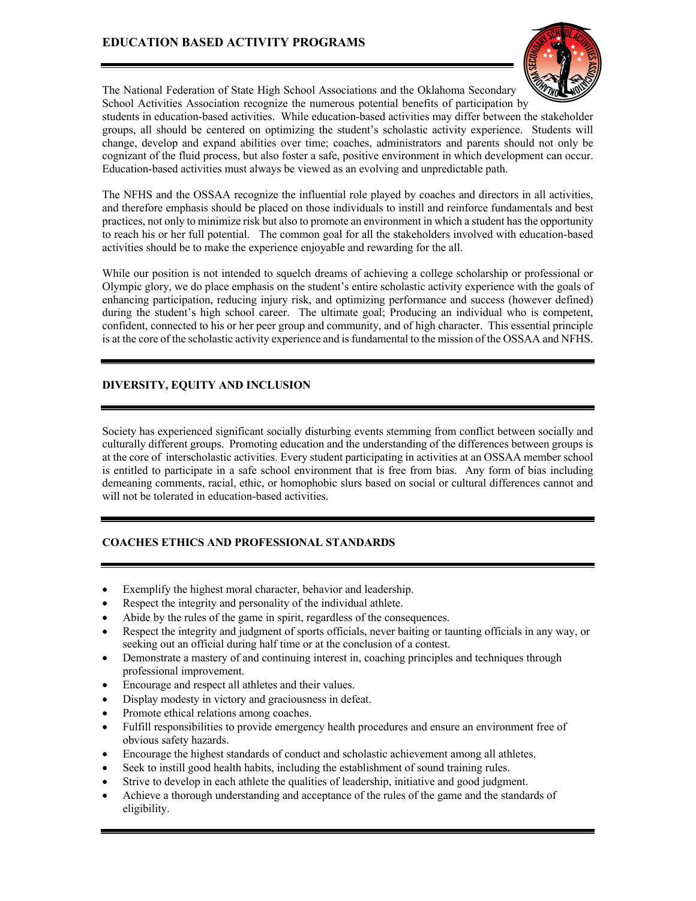## EDUCATION BASED ACTIVITY PROGRAMS

The National Federation of State High School Associations and the Oklahoma Secondary School Activities Association recognize the numerous potential benefits of participation by students in education-based activities. While education-based activities may differ between the stakeholder groups, all should be centered on optimizing the student's scholastic activity experience. Students will change, develop and expand abilities over time; coaches, administrators and parents should not only be cognizant of the fluid process, but also foster a safe, positive environment in which development can occur. Education-based activities must always be viewed as an evolving and unpredictable path.

The NFHS and the OSSAA recognize the influential role played by coaches and directors in all activities, and therefore emphasis should be placed on those individuals to instill and reinforce fundamentals and best practices, not only to minimize risk but also to promote an environment in which a student has the opportunity to reach his or her full potential. The common goal for all the stakeholders involved with education-based activities should be to make the experience enjoyable and rewarding for the all.

While our position is not intended to squelch dreams of achieving a college scholarship or professional or Olympic glory, we do place emphasis on the student's entire scholastic activity experience with the goals of enhancing participation, reducing injury risk, and optimizing performance and success (however defined) during the student's high school career. The ultimate goal; Producing an individual who is competent, confident, connected to his or her peer group and community, and of high character. This essential principle is at the core of the scholastic activity experience and is fundamental to the mission of the OSSAA and NFHS.

## DIVERSITY, EQUITY AND INCLUSION

Society has experienced significant socially disturbing events stemming from conflict between socially and culturally different groups. Promoting education and the understanding of the differences between groups is at the core of interscholastic activities. Every student participating in activities at an OSSAA member school is entitled to participate in a safe school environment that is free from bias. Any form of bias including demeaning comments, racial, ethic, or homophobic slurs based on social or cultural differences cannot and will not be tolerated in education-based activities.

## COACHES ETHICS AND PROFESSIONAL STANDARDS

- Exemplify the highest moral character, behavior and leadership.
- Respect the integrity and personality of the individual athlete.
- Abide by the rules of the game in spirit, regardless of the consequences.
- Respect the integrity and judgment of sports officials, never baiting or taunting officials in any way, or seeking out an official during half time or at the conclusion of a contest.
- Demonstrate a mastery of and continuing interest in, coaching principles and techniques through professional improvement.
- Encourage and respect all athletes and their values.
- Display modesty in victory and graciousness in defeat.
- Promote ethical relations among coaches.
- Fulfill responsibilities to provide emergency health procedures and ensure an environment free of obvious safety hazards.
- Encourage the highest standards of conduct and scholastic achievement among all athletes.
- Seek to instill good health habits, including the establishment of sound training rules.
- Strive to develop in each athlete the qualities of leadership, initiative and good judgment.
- Achieve a thorough understanding and acceptance of the rules of the game and the standards of eligibility.